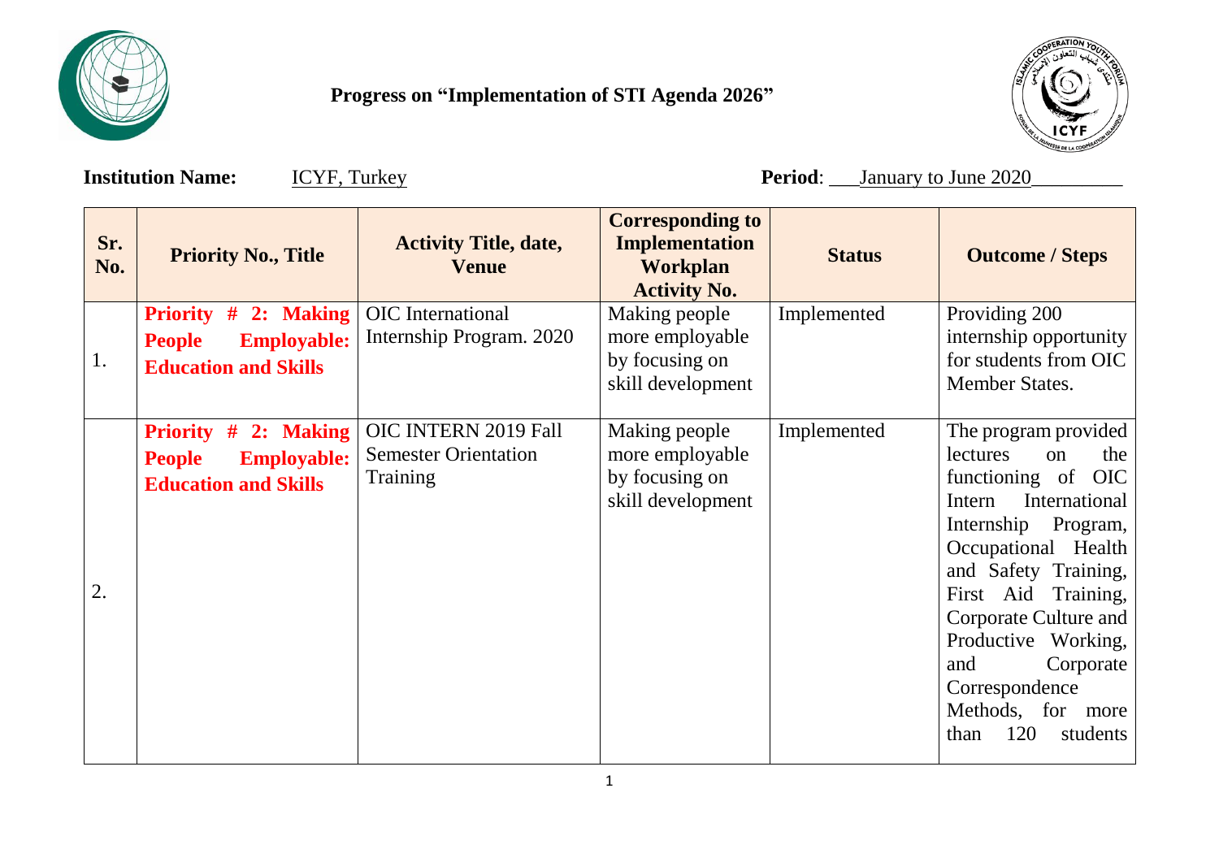# Progress on "Implementation of STI Agenda 2026"

**Institution Name:** ICYF, Turkey **Period**: January to June 2020

| Sr. No. | Priority No., Title | Activity Title, date, Venue | Corresponding to Implementation Workplan Activity No. | Status | Outcome / Steps |
|---|---|---|---|---|---|
| 1. | **Priority # 2: Making People Employable: Education and Skills** | OIC International Internship Program. 2020 | Making people more employable by focusing on skill development | Implemented | Providing 200 internship opportunity for students from OIC Member States. |
| 2. | **Priority # 2: Making People Employable: Education and Skills** | OIC INTERN 2019 Fall Semester Orientation Training | Making people more employable by focusing on skill development | Implemented | The program provided lectures on the functioning of OIC Intern International Internship Program, Occupational Health and Safety Training, First Aid Training, Corporate Culture and Productive Working, and Corporate Correspondence Methods, for more than 120 students |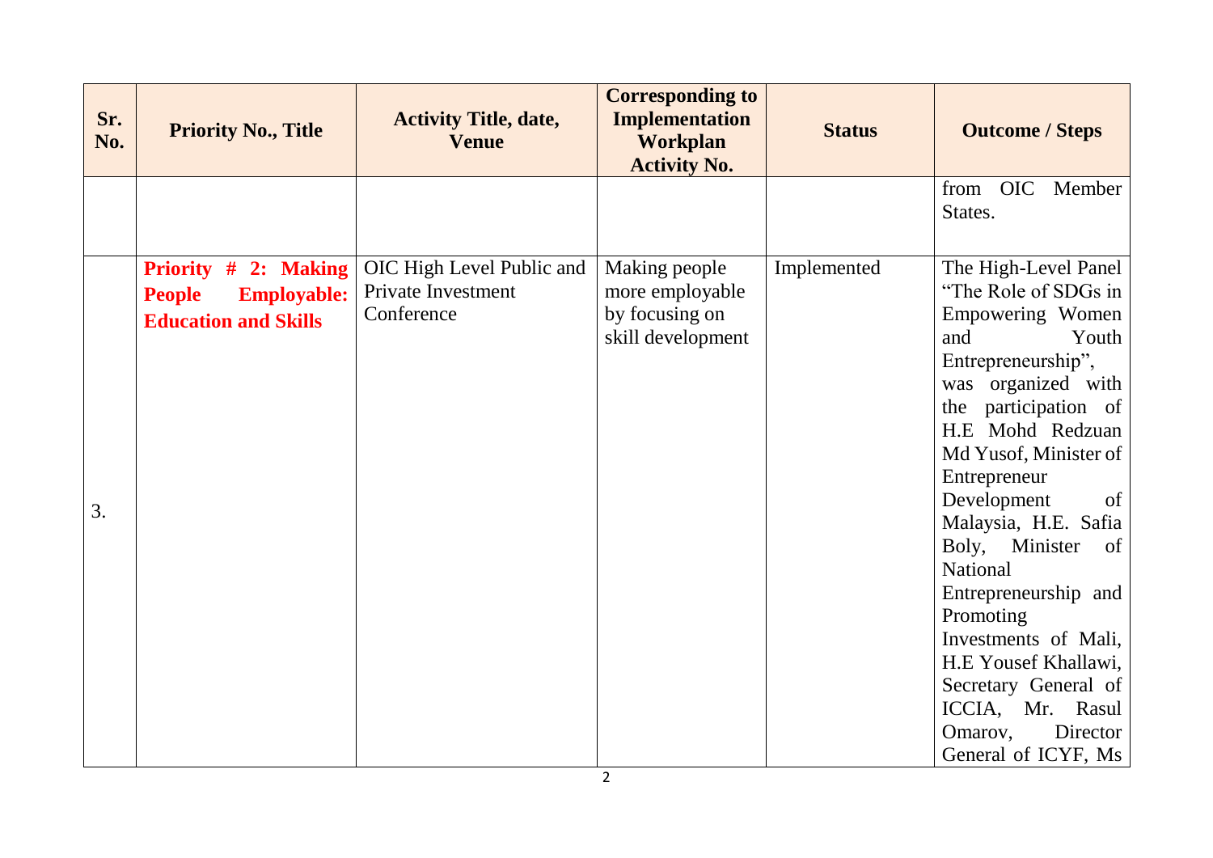| Sr. No. | Priority No., Title | Activity Title, date, Venue | Corresponding to Implementation Workplan Activity No. | Status | Outcome / Steps |
|---|---|---|---|---|---|
| | | | | | from OIC Member States. |
| 3. | **Priority # 2: Making People Employable: Education and Skills** | OIC High Level Public and Private Investment Conference | Making people more employable by focusing on skill development | Implemented | The High-Level Panel "The Role of SDGs in Empowering Women and Youth Entrepreneurship", was organized with the participation of H.E Mohd Redzuan Md Yusof, Minister of Entrepreneur Development of Malaysia, H.E. Safia Boly, Minister of National Entrepreneurship and Promoting Investments of Mali, H.E Yousef Khallawi, Secretary General of ICCIA, Mr. Rasul Omarov, Director General of ICYF, Ms |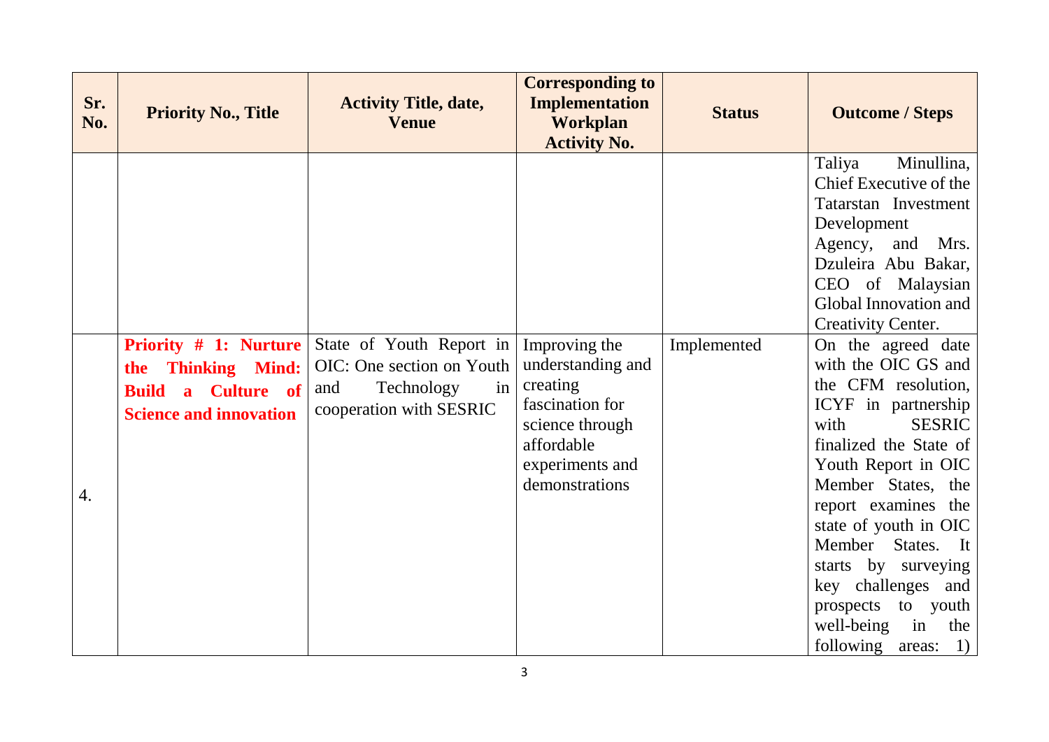| Sr. No. | Priority No., Title | Activity Title, date, Venue | Corresponding to Implementation Workplan Activity No. | Status | Outcome / Steps |
|---|---|---|---|---|---|
| | | | | | Taliya Minullina, Chief Executive of the Tatarstan Investment Development Agency, and Mrs. Dzuleira Abu Bakar, CEO of Malaysian Global Innovation and Creativity Center. |
| 4. | **Priority # 1: Nurture the Thinking Mind: Build a Culture of Science and innovation** | State of Youth Report in OIC: One section on Youth and Technology in cooperation with SESRIC | Improving the understanding and creating fascination for science through affordable experiments and demonstrations | Implemented | On the agreed date with the OIC GS and the CFM resolution, ICYF in partnership with SESRIC finalized the State of Youth Report in OIC Member States, the report examines the state of youth in OIC Member States. It starts by surveying key challenges and prospects to youth well-being in the following areas: 1) |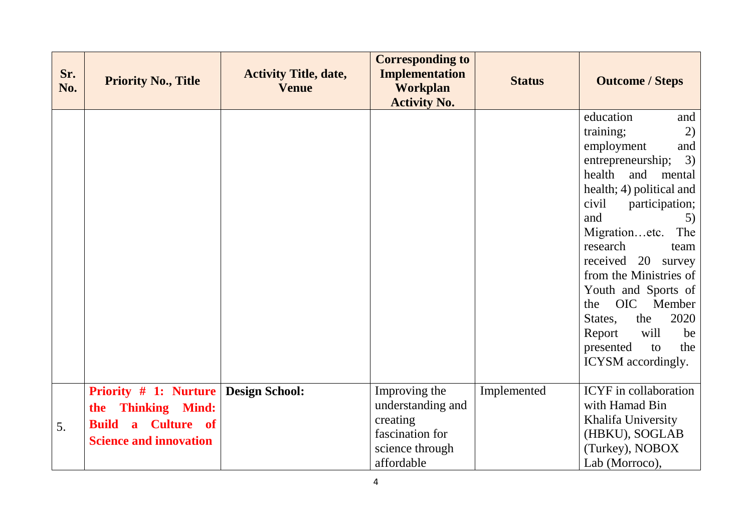| Sr. No. | Priority No., Title | Activity Title, date, Venue | Corresponding to Implementation Workplan Activity No. | Status | Outcome / Steps |
|---|---|---|---|---|---|
| | | | | | education and training; 2) employment and entrepreneurship; 3) health and mental health; 4) political and civil participation; and 5) Migration…etc. The research team received 20 survey from the Ministries of Youth and Sports of the OIC Member States, the 2020 Report will be presented to the ICYSM accordingly. |
| 5. | **Priority # 1: Nurture the Thinking Mind: Build a Culture of Science and innovation** | **Design School:** | Improving the understanding and creating fascination for science through affordable | Implemented | ICYF in collaboration with Hamad Bin Khalifa University (HBKU), SOGLAB (Turkey), NOBOX Lab (Morroco), |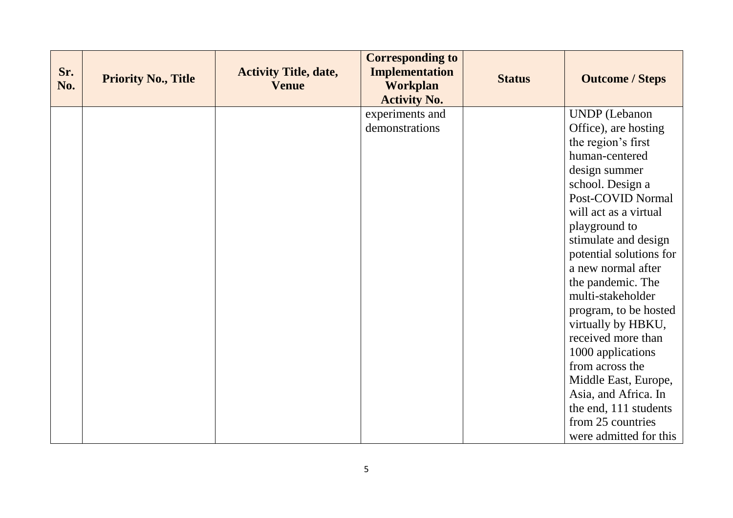| Sr. No. | Priority No., Title | Activity Title, date, Venue | Corresponding to Implementation Workplan Activity No. | Status | Outcome / Steps |
|---|---|---|---|---|---|
| | | | experiments and demonstrations | | UNDP (Lebanon Office), are hosting the region's first human-centered design summer school. Design a Post-COVID Normal will act as a virtual playground to stimulate and design potential solutions for a new normal after the pandemic. The multi-stakeholder program, to be hosted virtually by HBKU, received more than 1000 applications from across the Middle East, Europe, Asia, and Africa. In the end, 111 students from 25 countries were admitted for this |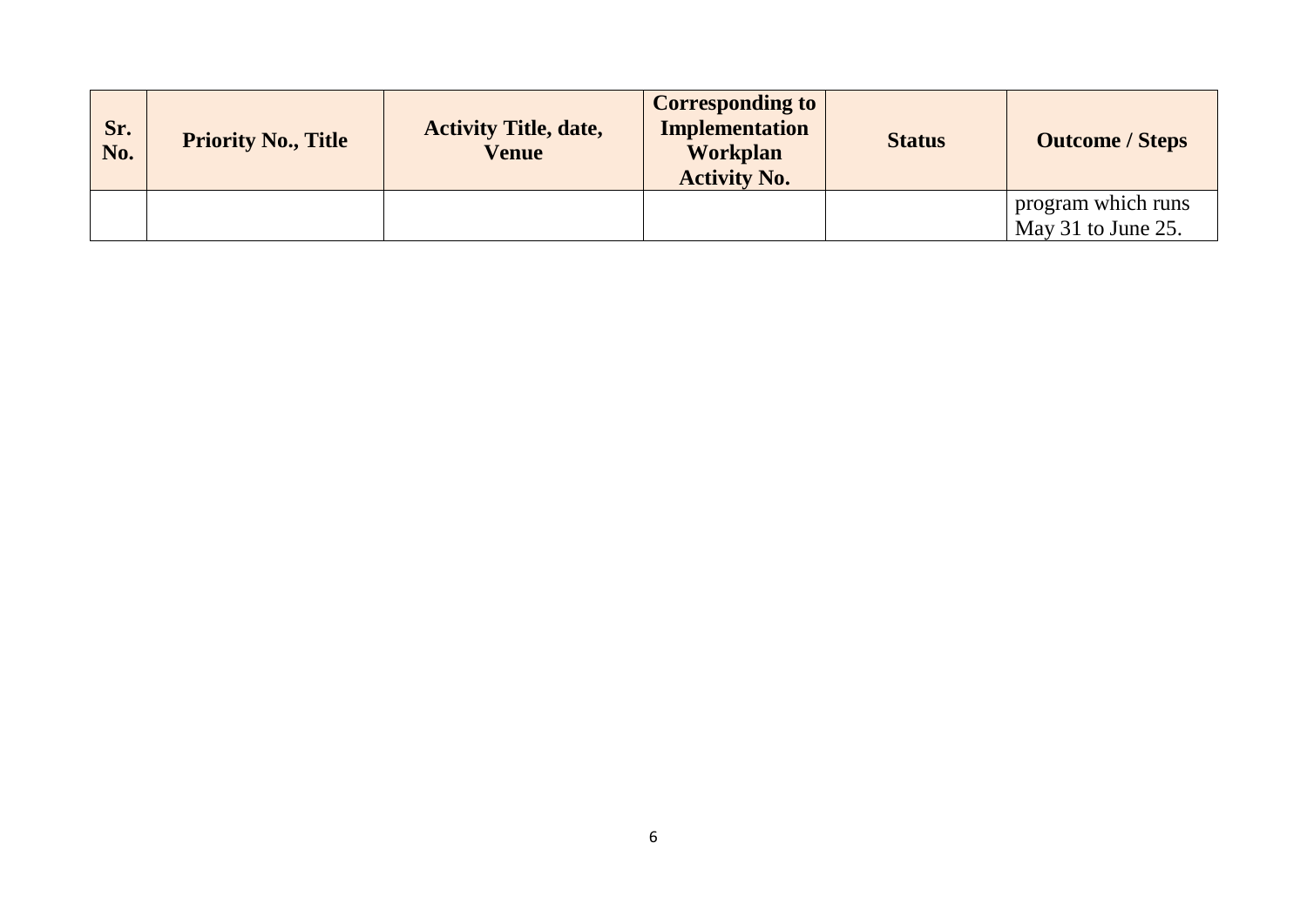| Sr. No. | Priority No., Title | Activity Title, date, Venue | Corresponding to Implementation Workplan Activity No. | Status | Outcome / Steps |
| --- | --- | --- | --- | --- | --- |
| | | | | | program which runs May 31 to June 25. |